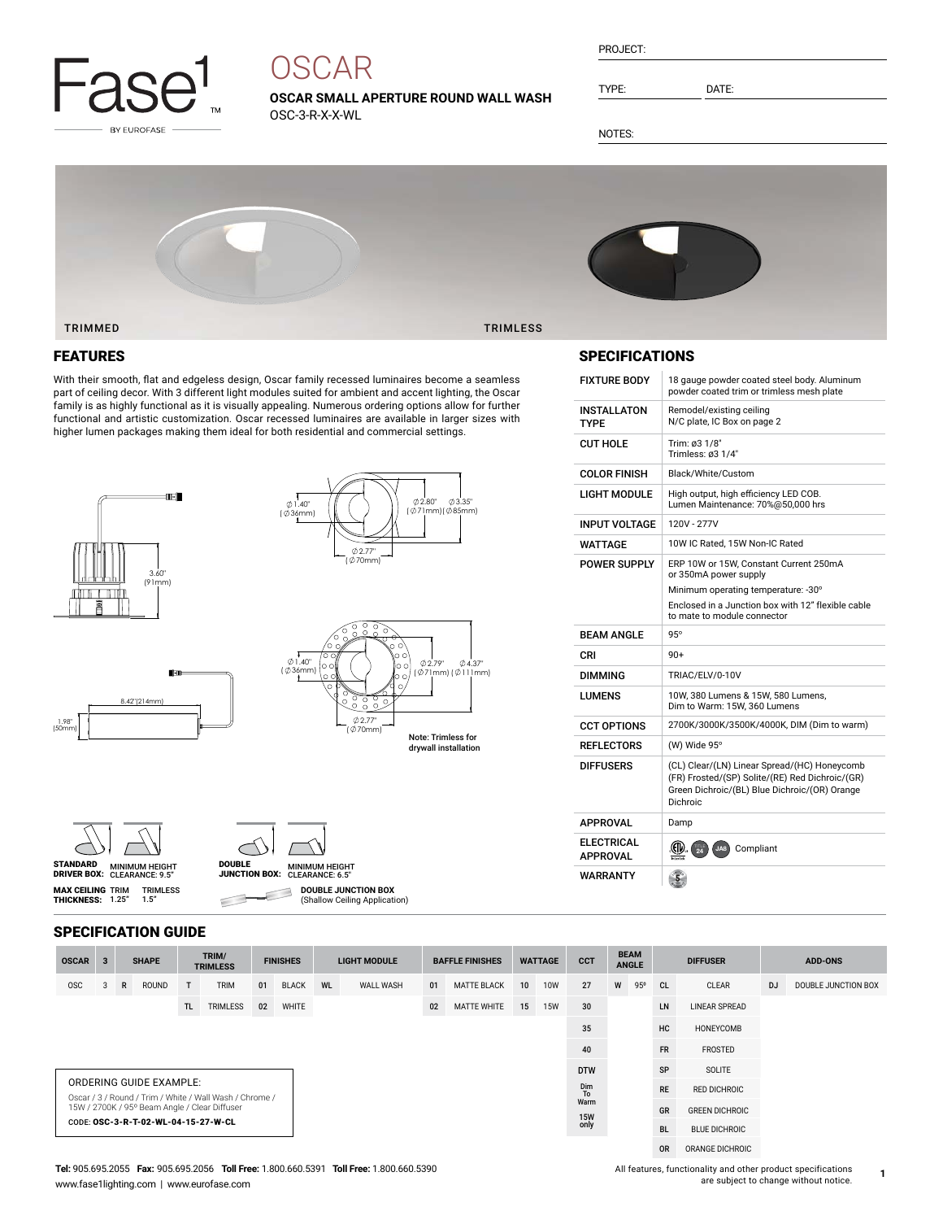Fase1 BY EUROFASE

# OSCAR

**OSCAR SMALL APERTURE ROUND WALL WASH**

OSC-3-R-X-X-WL

PROJECT:

TYPE: DATE:

NOTES:

TRIMMED TRIMLESS

## FEATURES

With their smooth, flat and edgeless design, Oscar family recessed luminaires become a seamless part of ceiling decor. With 3 different light modules suited for ambient and accent lighting, the Oscar family is as highly functional as it is visually appealing. Numerous ordering options allow for further functional and artistic customization. Oscar recessed luminaires are available in larger sizes with higher lumen packages making them ideal for both residential and commercial settings.

3.60" (91mm)

Ø1.40" (Ø36mm) Ø2.80" (Ø71mm) Ø3.35" (Ø85mm) Ø2.77" (Ø70mm)

8.42"(214mm) 1.98" (50mm)

Ø1.40" (Ø36mm) Ø2.79" (Ø71mm) Ø4.37" (Ø111mm) Ø2.77" (Ø70mm)

**Note: Trimless for drywall installation**

**STANDARD DRIVER BOX:** MINIMUM HEIGHT CLEARANCE: 9.5"

**DOUBLE JUNCTION BOX:** MINIMUM HEIGHT CLEARANCE: 6.5"

**MAX CEILING THICKNESS:** TRIM 1.25" TRIMLESS 1.5"

**DOUBLE JUNCTION BOX** (Shallow Ceiling Application)

## SPECIFICATIONS

| | |
|---|---|
| FIXTURE BODY | 18 gauge powder coated steel body. Aluminum powder coated trim or trimless mesh plate |
| INSTALLATON TYPE | Remodel/existing ceiling<br>N/C plate, IC Box on page 2 |
| CUT HOLE | Trim: ø3 1/8"<br>Trimless: ø3 1/4" |
| COLOR FINISH | Black/White/Custom |
| LIGHT MODULE | High output, high efficiency LED COB.<br>Lumen Maintenance: 70%@50,000 hrs |
| INPUT VOLTAGE | 120V - 277V |
| WATTAGE | 10W IC Rated, 15W Non-IC Rated |
| POWER SUPPLY | ERP 10W or 15W, Constant Current 250mA or 350mA power supply<br>Minimum operating temperature: -30°<br>Enclosed in a Junction box with 12" flexible cable to mate to module connector |
| BEAM ANGLE | 95° |
| CRI | 90+ |
| DIMMING | TRIAC/ELV/0-10V |
| LUMENS | 10W, 380 Lumens & 15W, 580 Lumens,<br>Dim to Warm: 15W, 360 Lumens |
| CCT OPTIONS | 2700K/3000K/3500K/4000K, DIM (Dim to warm) |
| REFLECTORS | (W) Wide 95° |
| DIFFUSERS | (CL) Clear/(LN) Linear Spread/(HC) Honeycomb (FR) Frosted/(SP) Solite/(RE) Red Dichroic/(GR) Green Dichroic/(BL) Blue Dichroic/(OR) Orange Dichroic |
| APPROVAL | Damp |
| ELECTRICAL APPROVAL | Compliant |
| WARRANTY | |

## SPECIFICATION GUIDE

| OSCAR | 3 | SHAPE | | TRIM/ TRIMLESS | | FINISHES | | LIGHT MODULE | | BAFFLE FINISHES | | WATTAGE | | CCT | BEAM ANGLE | | DIFFUSER | | ADD-ONS | |
|---|---|---|---|---|---|---|---|---|---|---|---|---|---|---|---|---|---|---|---|---|
| OSC | 3 | R | ROUND | T | TRIM | 01 | BLACK | WL | WALL WASH | 01 | MATTE BLACK | 10 | 10W | 27 | W | 95º | CL | CLEAR | DJ | DOUBLE JUNCTION BOX |
| | | | | TL | TRIMLESS | 02 | WHITE | | | 02 | MATTE WHITE | 15 | 15W | 30 | | | LN | LINEAR SPREAD | | |
| | | | | | | | | | | | | | | 35 | | | HC | HONEYCOMB | | |
| | | | | | | | | | | | | | | 40 | | | FR | FROSTED | | |
| | | | | | | | | | | | | | | DTW | | | SP | SOLITE | | |
| | | | | | | | | | | | | | | Dim To Warm | | | RE | RED DICHROIC | | |
| | | | | | | | | | | | | | | 15W only | | | GR | GREEN DICHROIC | | |
| | | | | | | | | | | | | | | | | | BL | BLUE DICHROIC | | |
| | | | | | | | | | | | | | | | | | OR | ORANGE DICHROIC | | |

ORDERING GUIDE EXAMPLE:

Oscar / 3 / Round / Trim / White / Wall Wash / Chrome / 15W / 2700K / 95º Beam Angle / Clear Diffuser

CODE: **OSC-3-R-T-02-WL-04-15-27-W-CL**

**Tel:** 905.695.2055 **Fax:** 905.695.2056 **Toll Free:** 1.800.660.5391 **Toll Free:** 1.800.660.5390

www.fase1lighting.com | www.eurofase.com

All features, functionality and other product specifications are subject to change without notice.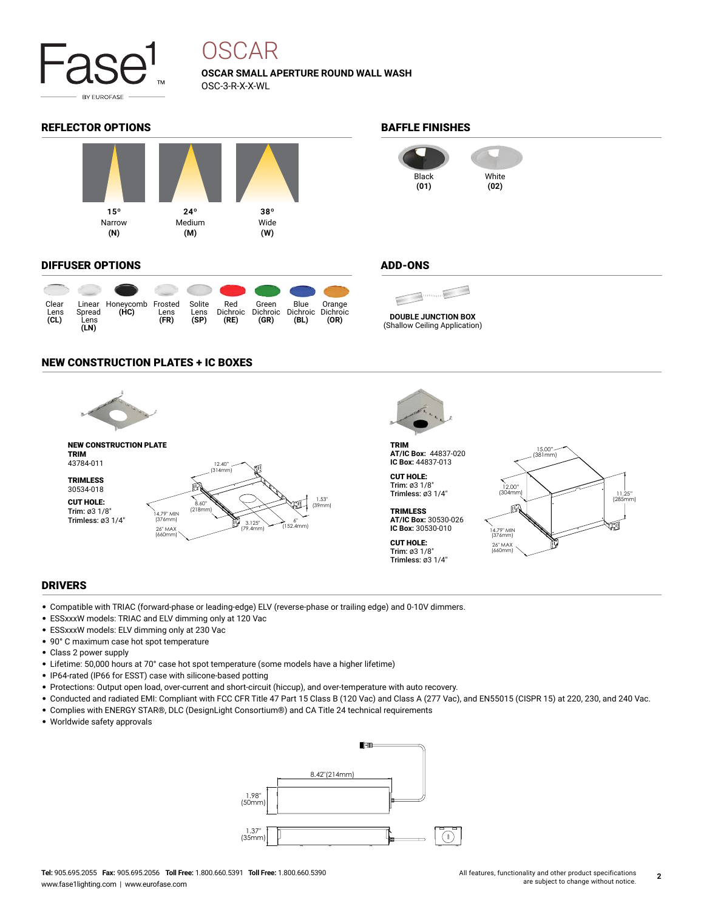# OSCAR

**OSCAR SMALL APERTURE ROUND WALL WASH**
OSC-3-R-X-X-WL

## REFLECTOR OPTIONS

| 15° | 24° | 38° |
|---|---|---|
| Narrow **(N)** | Medium **(M)** | Wide **(W)** |

## BAFFLE FINISHES

| Black **(01)** | White **(02)** |
|---|---|

## DIFFUSER OPTIONS

| Clear Lens **(CL)** | Linear Spread Lens **(LN)** | Honeycomb **(HC)** | Frosted Lens **(FR)** | Solite Lens **(SP)** | Red Dichroic **(RE)** | Green Dichroic **(GR)** | Blue Dichroic **(BL)** | Orange Dichroic **(OR)** |
|---|---|---|---|---|---|---|---|---|

## ADD-ONS

**DOUBLE JUNCTION BOX**
(Shallow Ceiling Application)

## NEW CONSTRUCTION PLATES + IC BOXES

**NEW CONSTRUCTION PLATE**
**TRIM**
43784-011

**TRIMLESS**
30534-018

**CUT HOLE:**
Trim: ø3 1/8"
Trimless: ø3 1/4"

12.40" (314mm), 8.60" (218mm), 1.53" (39mm), 14.79" MIN (376mm), 26" MAX (660mm), 3.125" (79.4mm), 6" (152.4mm)

**TRIM**
**AT/IC Box:** 44837-020
**IC Box:** 44837-013

**CUT HOLE:**
Trim: ø3 1/8"
Trimless: ø3 1/4"

**TRIMLESS**
**AT/IC Box:** 30530-026
**IC Box:** 30530-010

**CUT HOLE:**
Trim: ø3 1/8"
Trimless: ø3 1/4"

15.00" (381mm), 12.00" (304mm), 11.25" (285mm), 14.79" MIN (376mm), 26" MAX (660mm)

## DRIVERS

- Compatible with TRIAC (forward-phase or leading-edge) ELV (reverse-phase or trailing edge) and 0-10V dimmers.
- ESSxxxW models: TRIAC and ELV dimming only at 120 Vac
- ESSxxxW models: ELV dimming only at 230 Vac
- 90° C maximum case hot spot temperature
- Class 2 power supply
- Lifetime: 50,000 hours at 70° case hot spot temperature (some models have a higher lifetime)
- IP64-rated (IP66 for ESST) case with silicone-based potting
- Protections: Output open load, over-current and short-circuit (hiccup), and over-temperature with auto recovery.
- Conducted and radiated EMI: Compliant with FCC CFR Title 47 Part 15 Class B (120 Vac) and Class A (277 Vac), and EN55015 (CISPR 15) at 220, 230, and 240 Vac.
- Complies with ENERGY STAR®, DLC (DesignLight Consortium®) and CA Title 24 technical requirements
- Worldwide safety approvals

8.42" (214mm), 1.98" (50mm), 1.37" (35mm)

**Tel:** 905.695.2055 **Fax:** 905.695.2056 **Toll Free:** 1.800.660.5391 **Toll Free:** 1.800.660.5390
www.fase1lighting.com | www.eurofase.com

All features, functionality and other product specifications are subject to change without notice.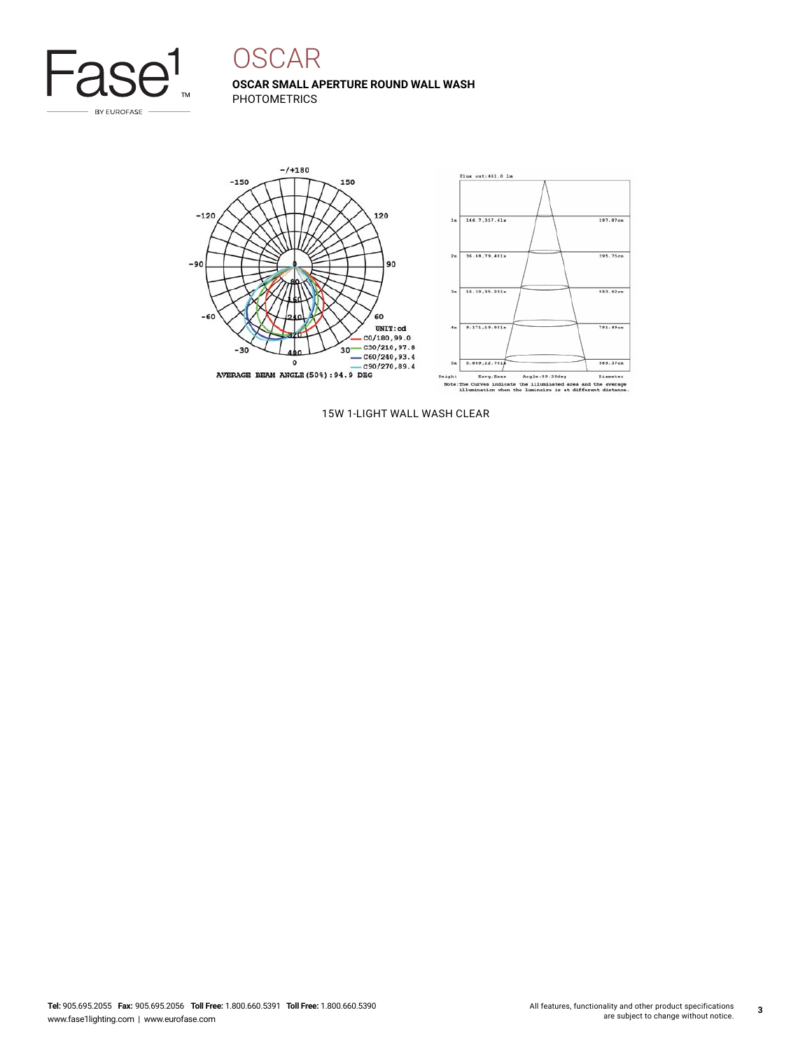# OSCAR

**OSCAR SMALL APERTURE ROUND WALL WASH**

PHOTOMETRICS

-/+180
-150
150
-120
120
-90
90
-60
60
-30
30
0
80
160
240
320
400
UNIT: cd
C0/180, 99.0
C30/210, 97.8
C60/240, 93.4
C90/270, 89.4
AVERAGE BEAM ANGLE (50%): 94.9 DEG

Flux out: 461.0 lm
1m 146.7, 317.6lx 197.87cm
2m 36.68, 79.40lx 395.75cm
3m 16.30, 35.29lx 593.62cm
4m 9.171, 19.85lx 791.49cm
5m 5.869, 12.70lx 989.37cm
Height Eavg. Emax Angle: 89.39deg Diameter
Note: The Curves indicate the illuminated area and the average illumination when the luminaire is at different distance.

15W 1-LIGHT WALL WASH CLEAR

**Tel:** 905.695.2055 **Fax:** 905.695.2056 **Toll Free:** 1.800.660.5391 **Toll Free:** 1.800.660.5390
www.fase1lighting.com | www.eurofase.com

All features, functionality and other product specifications are subject to change without notice.